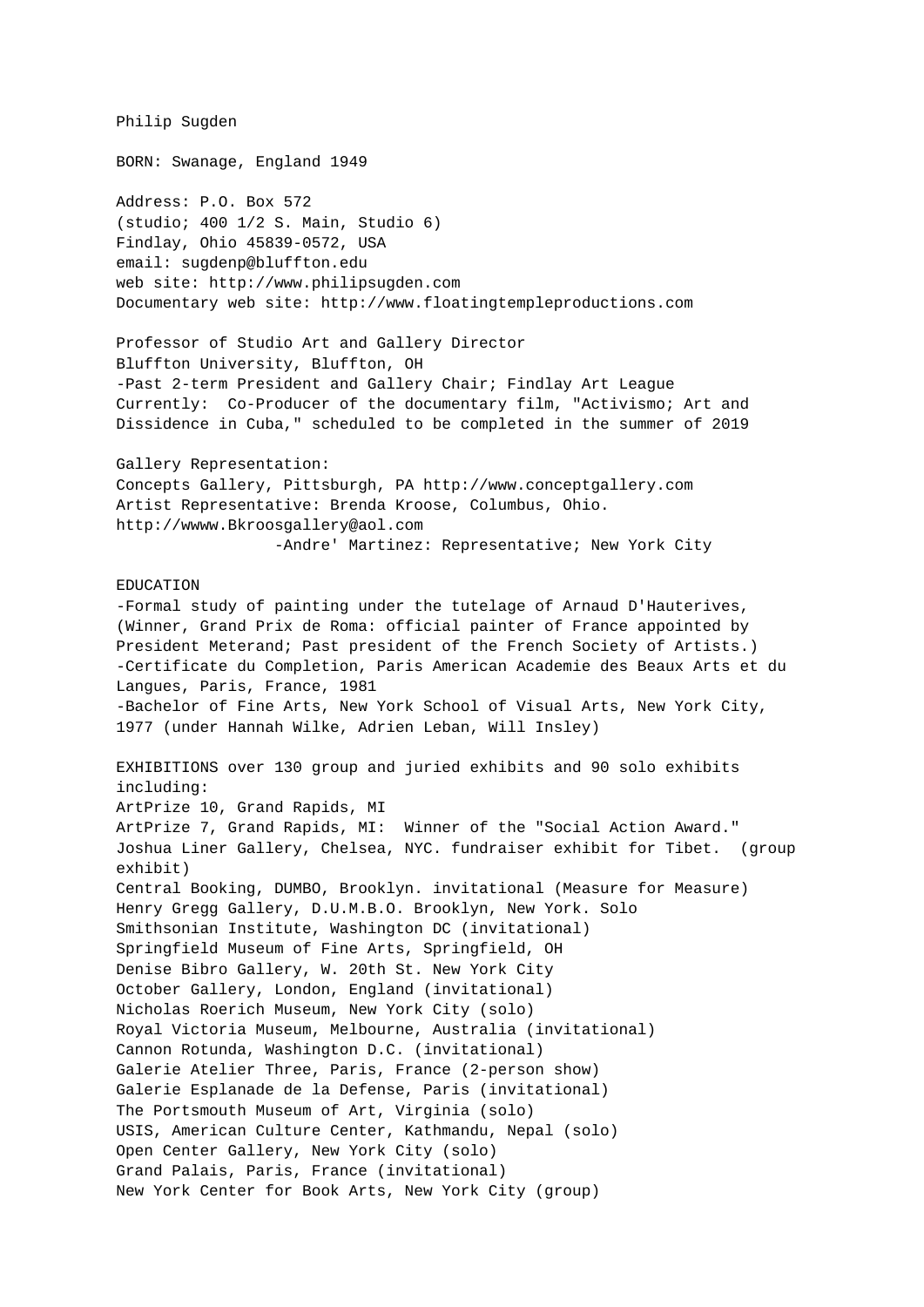Philip Sugden

BORN: Swanage, England 1949

Address: P.O. Box 572
(studio; 400 1/2 S. Main, Studio 6)
Findlay, Ohio 45839-0572, USA
email: sugdenp@bluffton.edu
web site: http://www.philipsugden.com
Documentary web site: http://www.floatingtempleproductions.com

Professor of Studio Art and Gallery Director
Bluffton University, Bluffton, OH
-Past 2-term President and Gallery Chair; Findlay Art League
Currently: Co-Producer of the documentary film, "Activismo; Art and Dissidence in Cuba," scheduled to be completed in the summer of 2019

Gallery Representation:
Concepts Gallery, Pittsburgh, PA http://www.conceptgallery.com
Artist Representative: Brenda Kroose, Columbus, Ohio.
http://wwww.Bkroosgallery@aol.com
-Andre' Martinez: Representative; New York City

EDUCATION
-Formal study of painting under the tutelage of Arnaud D'Hauterives, (Winner, Grand Prix de Roma: official painter of France appointed by President Meterand; Past president of the French Society of Artists.)
-Certificate du Completion, Paris American Academie des Beaux Arts et du Langues, Paris, France, 1981
-Bachelor of Fine Arts, New York School of Visual Arts, New York City, 1977 (under Hannah Wilke, Adrien Leban, Will Insley)

EXHIBITIONS over 130 group and juried exhibits and 90 solo exhibits including:
ArtPrize 10, Grand Rapids, MI
ArtPrize 7, Grand Rapids, MI: Winner of the "Social Action Award."
Joshua Liner Gallery, Chelsea, NYC. fundraiser exhibit for Tibet. (group exhibit)
Central Booking, DUMBO, Brooklyn. invitational (Measure for Measure)
Henry Gregg Gallery, D.U.M.B.O. Brooklyn, New York. Solo
Smithsonian Institute, Washington DC (invitational)
Springfield Museum of Fine Arts, Springfield, OH
Denise Bibro Gallery, W. 20th St. New York City
October Gallery, London, England (invitational)
Nicholas Roerich Museum, New York City (solo)
Royal Victoria Museum, Melbourne, Australia (invitational)
Cannon Rotunda, Washington D.C. (invitational)
Galerie Atelier Three, Paris, France (2-person show)
Galerie Esplanade de la Defense, Paris (invitational)
The Portsmouth Museum of Art, Virginia (solo)
USIS, American Culture Center, Kathmandu, Nepal (solo)
Open Center Gallery, New York City (solo)
Grand Palais, Paris, France (invitational)
New York Center for Book Arts, New York City (group)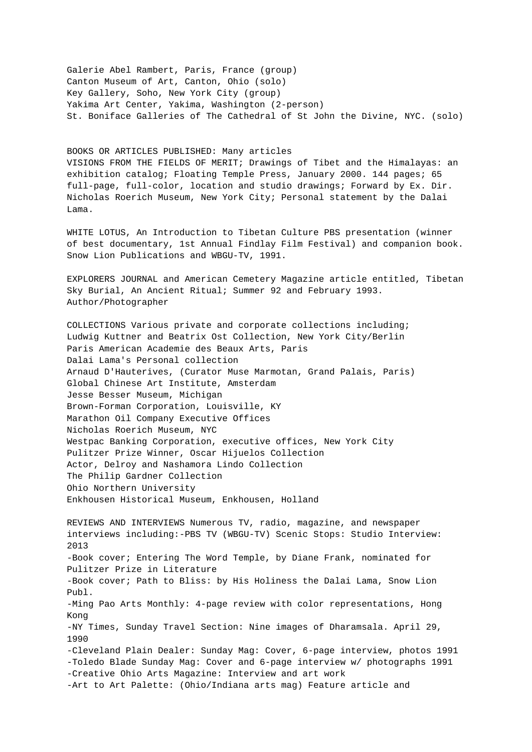Galerie Abel Rambert, Paris, France (group)
Canton Museum of Art, Canton, Ohio (solo)
Key Gallery, Soho, New York City (group)
Yakima Art Center, Yakima, Washington (2-person)
St. Boniface Galleries of The Cathedral of St John the Divine, NYC. (solo)

BOOKS OR ARTICLES PUBLISHED: Many articles
VISIONS FROM THE FIELDS OF MERIT; Drawings of Tibet and the Himalayas: an exhibition catalog; Floating Temple Press, January 2000. 144 pages; 65 full-page, full-color, location and studio drawings; Forward by Ex. Dir. Nicholas Roerich Museum, New York City; Personal statement by the Dalai Lama.

WHITE LOTUS, An Introduction to Tibetan Culture PBS presentation (winner of best documentary, 1st Annual Findlay Film Festival) and companion book. Snow Lion Publications and WBGU-TV, 1991.

EXPLORERS JOURNAL and American Cemetery Magazine article entitled, Tibetan Sky Burial, An Ancient Ritual; Summer 92 and February 1993. Author/Photographer

COLLECTIONS Various private and corporate collections including;
Ludwig Kuttner and Beatrix Ost Collection, New York City/Berlin
Paris American Academie des Beaux Arts, Paris
Dalai Lama's Personal collection
Arnaud D'Hauterives, (Curator Muse Marmotan, Grand Palais, Paris)
Global Chinese Art Institute, Amsterdam
Jesse Besser Museum, Michigan
Brown-Forman Corporation, Louisville, KY
Marathon Oil Company Executive Offices
Nicholas Roerich Museum, NYC
Westpac Banking Corporation, executive offices, New York City
Pulitzer Prize Winner, Oscar Hijuelos Collection
Actor, Delroy and Nashamora Lindo Collection
The Philip Gardner Collection
Ohio Northern University
Enkhousen Historical Museum, Enkhousen, Holland

REVIEWS AND INTERVIEWS Numerous TV, radio, magazine, and newspaper interviews including:-PBS TV (WBGU-TV) Scenic Stops: Studio Interview: 2013
-Book cover; Entering The Word Temple, by Diane Frank, nominated for Pulitzer Prize in Literature
-Book cover; Path to Bliss: by His Holiness the Dalai Lama, Snow Lion Publ.
-Ming Pao Arts Monthly: 4-page review with color representations, Hong Kong
-NY Times, Sunday Travel Section: Nine images of Dharamsala. April 29, 1990
-Cleveland Plain Dealer: Sunday Mag: Cover, 6-page interview, photos 1991
-Toledo Blade Sunday Mag: Cover and 6-page interview w/ photographs 1991
-Creative Ohio Arts Magazine: Interview and art work
-Art to Art Palette: (Ohio/Indiana arts mag) Feature article and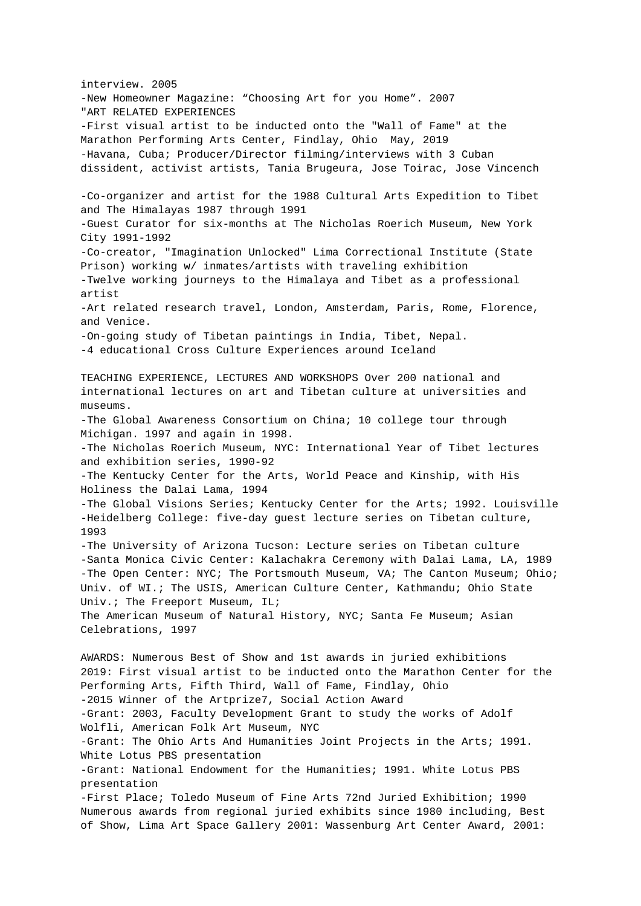interview. 2005

-New Homeowner Magazine: “Choosing Art for you Home”. 2007

"ART RELATED EXPERIENCES

-First visual artist to be inducted onto the "Wall of Fame" at the Marathon Performing Arts Center, Findlay, Ohio May, 2019

-Havana, Cuba; Producer/Director filming/interviews with 3 Cuban dissident, activist artists, Tania Brugeura, Jose Toirac, Jose Vincench

-Co-organizer and artist for the 1988 Cultural Arts Expedition to Tibet and The Himalayas 1987 through 1991

-Guest Curator for six-months at The Nicholas Roerich Museum, New York City 1991-1992

-Co-creator, "Imagination Unlocked" Lima Correctional Institute (State Prison) working w/ inmates/artists with traveling exhibition

-Twelve working journeys to the Himalaya and Tibet as a professional artist

-Art related research travel, London, Amsterdam, Paris, Rome, Florence, and Venice.

-On-going study of Tibetan paintings in India, Tibet, Nepal.

-4 educational Cross Culture Experiences around Iceland

TEACHING EXPERIENCE, LECTURES AND WORKSHOPS Over 200 national and international lectures on art and Tibetan culture at universities and museums.

-The Global Awareness Consortium on China; 10 college tour through Michigan. 1997 and again in 1998.

-The Nicholas Roerich Museum, NYC: International Year of Tibet lectures and exhibition series, 1990-92

-The Kentucky Center for the Arts, World Peace and Kinship, with His Holiness the Dalai Lama, 1994

-The Global Visions Series; Kentucky Center for the Arts; 1992. Louisville

-Heidelberg College: five-day guest lecture series on Tibetan culture, 1993

-The University of Arizona Tucson: Lecture series on Tibetan culture

-Santa Monica Civic Center: Kalachakra Ceremony with Dalai Lama, LA, 1989

-The Open Center: NYC; The Portsmouth Museum, VA; The Canton Museum; Ohio; Univ. of WI.; The USIS, American Culture Center, Kathmandu; Ohio State Univ.; The Freeport Museum, IL;
The American Museum of Natural History, NYC; Santa Fe Museum; Asian Celebrations, 1997

AWARDS: Numerous Best of Show and 1st awards in juried exhibitions

2019: First visual artist to be inducted onto the Marathon Center for the Performing Arts, Fifth Third, Wall of Fame, Findlay, Ohio

-2015 Winner of the Artprize7, Social Action Award

-Grant: 2003, Faculty Development Grant to study the works of Adolf Wolfli, American Folk Art Museum, NYC

-Grant: The Ohio Arts And Humanities Joint Projects in the Arts; 1991. White Lotus PBS presentation

-Grant: National Endowment for the Humanities; 1991. White Lotus PBS presentation

-First Place; Toledo Museum of Fine Arts 72nd Juried Exhibition; 1990

Numerous awards from regional juried exhibits since 1980 including, Best of Show, Lima Art Space Gallery 2001: Wassenburg Art Center Award, 2001: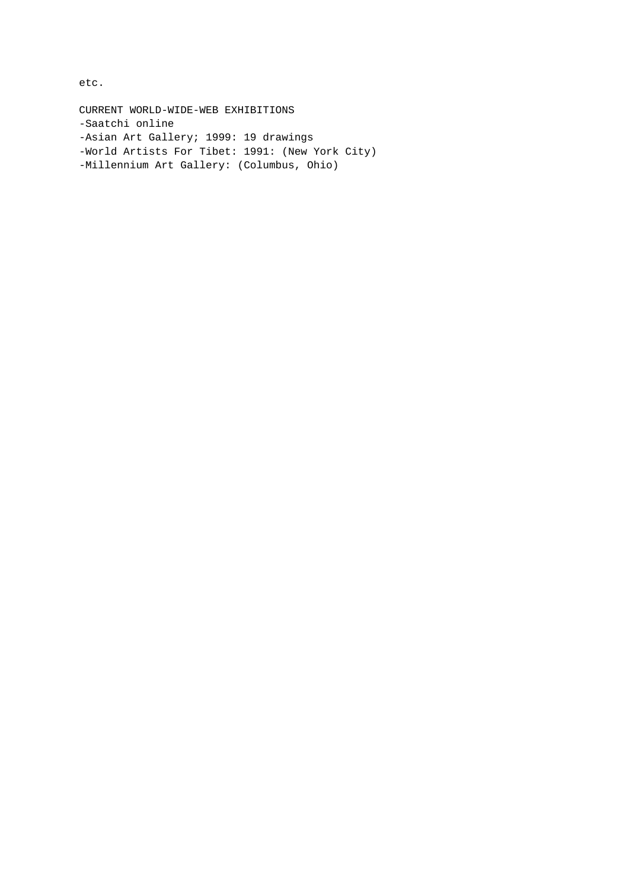etc.

CURRENT WORLD-WIDE-WEB EXHIBITIONS

- Saatchi online
- Asian Art Gallery; 1999: 19 drawings
- World Artists For Tibet: 1991: (New York City)
- Millennium Art Gallery: (Columbus, Ohio)